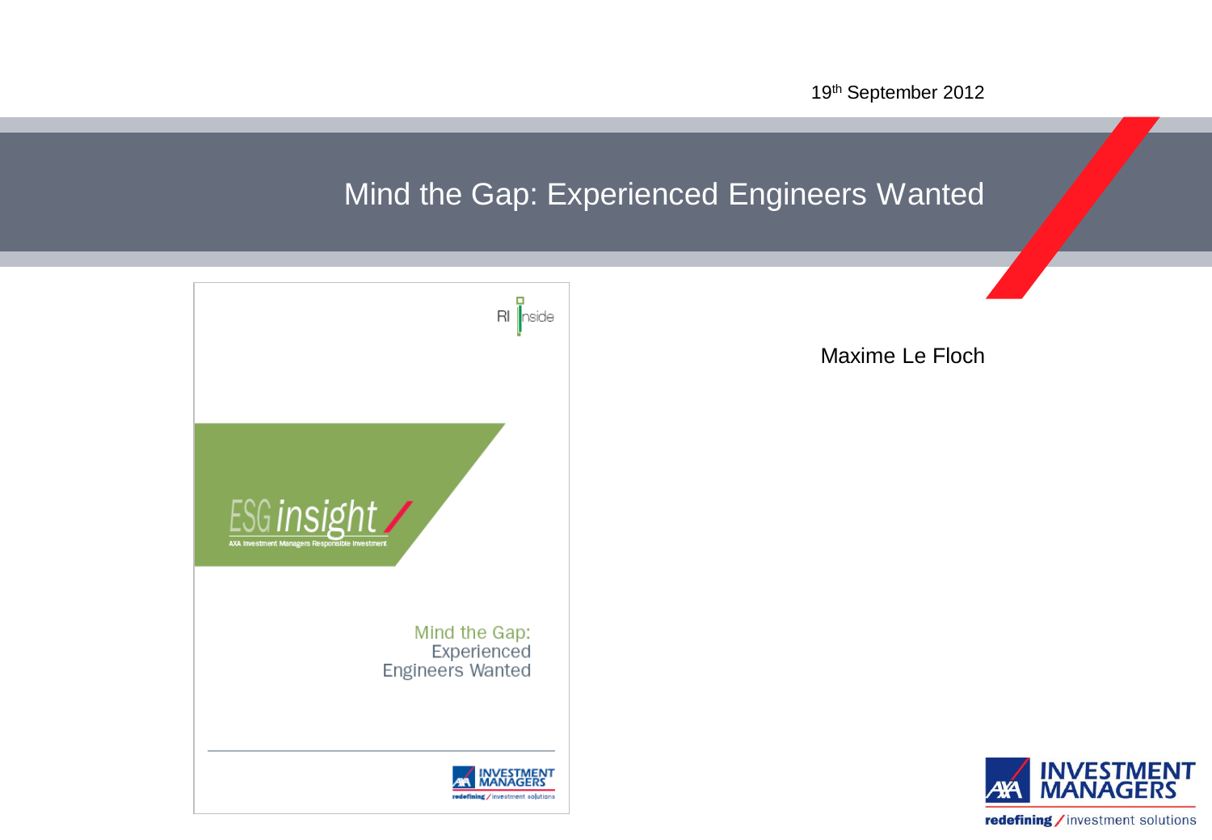19th September 2012

# Mind the Gap: Experienced Engineers Wanted

RI Inside

ESG insight

AXA Investment Managers Responsible Investment

Mind the Gap: Experienced Engineers Wanted

INVESTMENT MANAGERS

redefining / investment solutions

Maxime Le Floch

INVESTMENT MANAGERS

redefining / investment solutions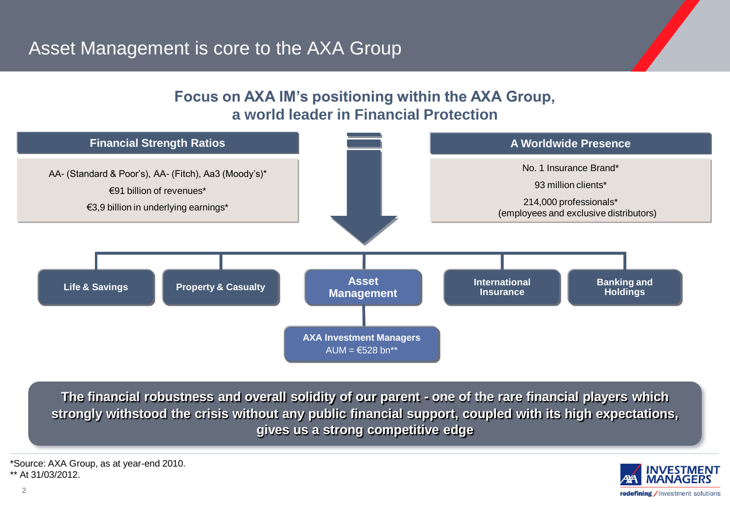# Asset Management is core to the AXA Group

## Focus on AXA IM's positioning within the AXA Group, a world leader in Financial Protection

### Financial Strength Ratios

AA- (Standard & Poor's), AA- (Fitch), Aa3 (Moody's)*

€91 billion of revenues*

€3,9 billion in underlying earnings*

### A Worldwide Presence

No. 1 Insurance Brand*

93 million clients*

214,000 professionals*
(employees and exclusive distributors)

**Life & Savings** | **Property & Casualty** | **Asset Management** | **International Insurance** | **Banking and Holdings**

**AXA Investment Managers**
AUM = €528 bn**

**The financial robustness and overall solidity of our parent - one of the rare financial players which strongly withstood the crisis without any public financial support, coupled with its high expectations, gives us a strong competitive edge**

*Source: AXA Group, as at year-end 2010.
** At 31/03/2012.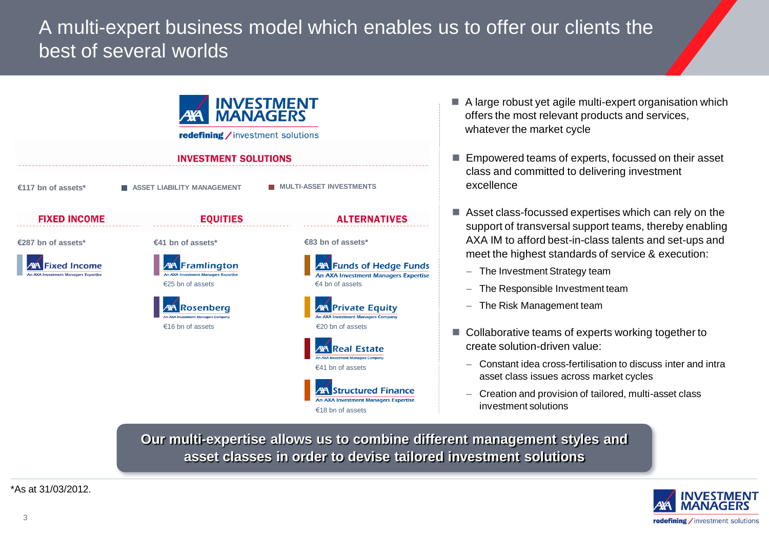# A multi-expert business model which enables us to offer our clients the best of several worlds

**AXA INVESTMENT MANAGERS**
redefining / investment solutions

## INVESTMENT SOLUTIONS

€117 bn of assets*

- ASSET LIABILITY MANAGEMENT
- MULTI-ASSET INVESTMENTS

### FIXED INCOME

€287 bn of assets*

- AXA Fixed Income — An AXA Investment Managers Expertise

### EQUITIES

€41 bn of assets*

- AXA Framlington — An AXA Investment Managers Expertise — €25 bn of assets
- AXA Rosenberg — An AXA Investment Managers Company — €16 bn of assets

### ALTERNATIVES

€83 bn of assets*

- AXA Funds of Hedge Funds — An AXA Investment Managers Expertise — €4 bn of assets
- AXA Private Equity — An AXA Investment Managers Company — €20 bn of assets
- AXA Real Estate — An AXA Investment Managers Company — €41 bn of assets
- AXA Structured Finance — An AXA Investment Managers Expertise — €18 bn of assets

---

- A large robust yet agile multi-expert organisation which offers the most relevant products and services, whatever the market cycle
- Empowered teams of experts, focussed on their asset class and committed to delivering investment excellence
- Asset class-focussed expertises which can rely on the support of transversal support teams, thereby enabling AXA IM to afford best-in-class talents and set-ups and meet the highest standards of service & execution:
  - The Investment Strategy team
  - The Responsible Investment team
  - The Risk Management team
- Collaborative teams of experts working together to create solution-driven value:
  - Constant idea cross-fertilisation to discuss inter and intra asset class issues across market cycles
  - Creation and provision of tailored, multi-asset class investment solutions

**Our multi-expertise allows us to combine different management styles and asset classes in order to devise tailored investment solutions**

*As at 31/03/2012.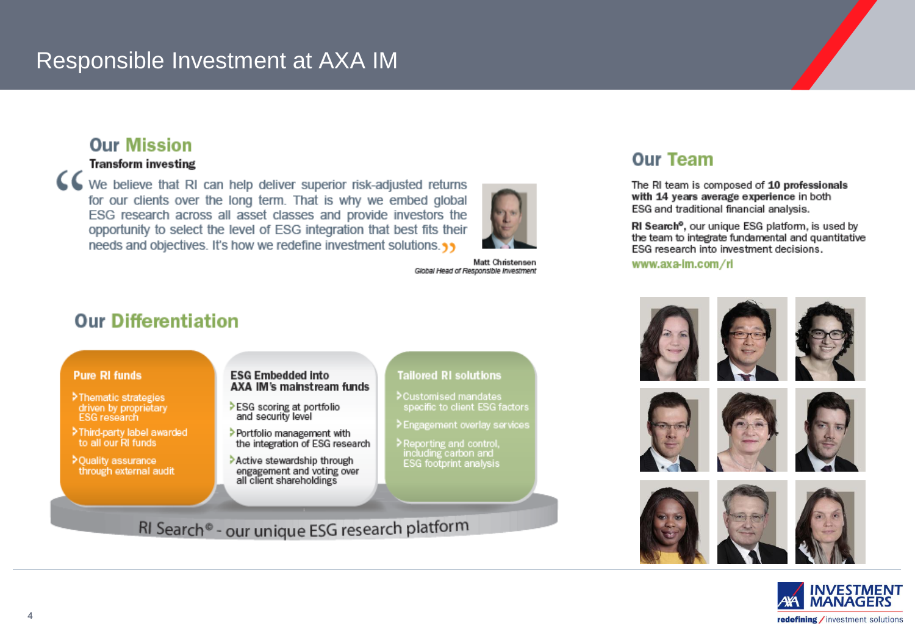# Responsible Investment at AXA IM

## Our Mission

**Transform investing**

"We believe that RI can help deliver superior risk-adjusted returns for our clients over the long term. That is why we embed global ESG research across all asset classes and provide investors the opportunity to select the level of ESG integration that best fits their needs and objectives. It's how we redefine investment solutions."

Matt Christensen
*Global Head of Responsible Investment*

## Our Differentiation

**Pure RI funds**

- Thematic strategies driven by proprietary ESG research
- Third-party label awarded to all our RI funds
- Quality assurance through external audit

**ESG Embedded into AXA IM's mainstream funds**

- ESG scoring at portfolio and security level
- Portfolio management with the integration of ESG research
- Active stewardship through engagement and voting over all client shareholdings

**Tailored RI solutions**

- Customised mandates specific to client ESG factors
- Engagement overlay services
- Reporting and control, including carbon and ESG footprint analysis

RI Search® - our unique ESG research platform

## Our Team

The RI team is composed of **10 professionals with 14 years average experience** in both ESG and traditional financial analysis.

**RI Search®**, our unique ESG platform, is used by the team to integrate fundamental and quantitative ESG research into investment decisions.

www.axa-im.com/ri

INVESTMENT MANAGERS
redefining / investment solutions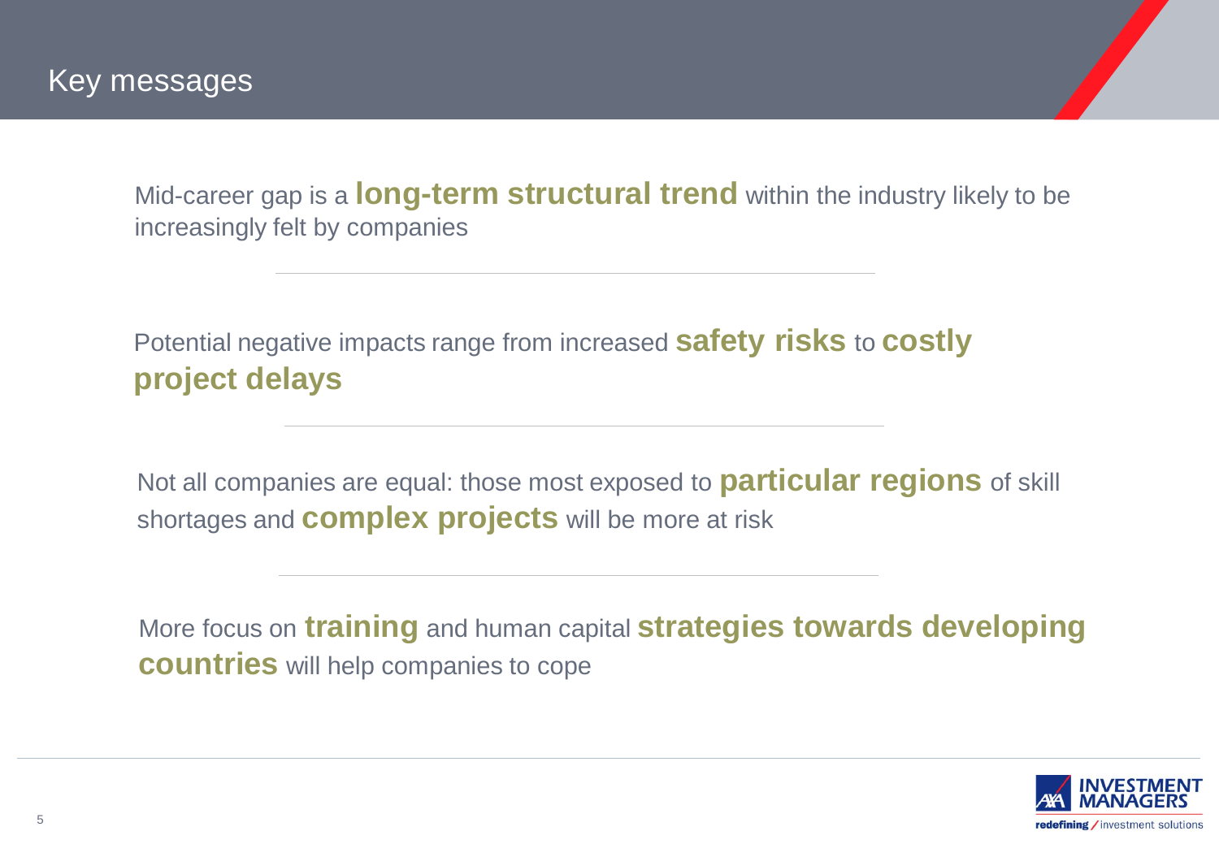# Key messages

Mid-career gap is a **long-term structural trend** within the industry likely to be increasingly felt by companies

---

Potential negative impacts range from increased **safety risks** to **costly project delays**

---

Not all companies are equal: those most exposed to **particular regions** of skill shortages and **complex projects** will be more at risk

---

More focus on **training** and human capital **strategies towards developing countries** will help companies to cope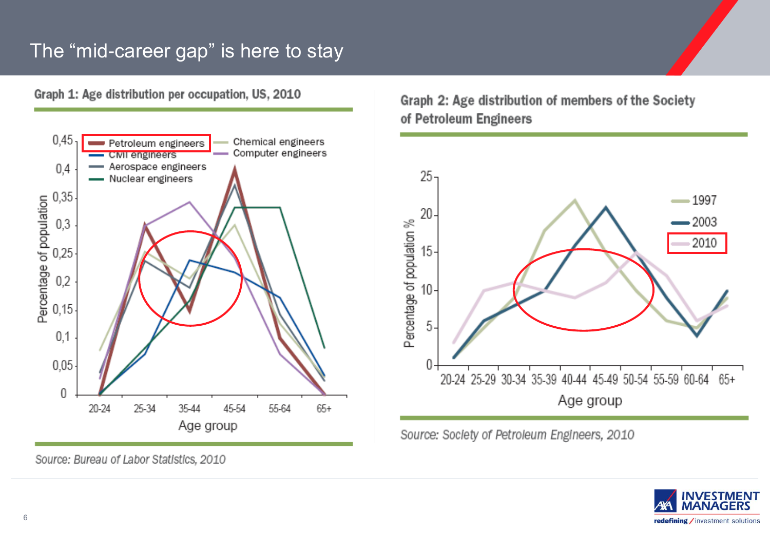# The "mid-career gap" is here to stay

**Graph 1: Age distribution per occupation, US, 2010**

Legend: Petroleum engineers, Civil engineers, Aerospace engineers, Nuclear engineers, Chemical engineers, Computer engineers

Y-axis: Percentage of population (0 – 0,45)

X-axis: Age group (20-24, 25-34, 35-44, 45-54, 55-64, 65+)

Source: Bureau of Labor Statistics, 2010

**Graph 2: Age distribution of members of the Society of Petroleum Engineers**

Legend: 1997, 2003, 2010

Y-axis: Percentage of population % (0 – 25)

X-axis: Age group (20-24, 25-29, 30-34, 35-39, 40-44, 45-49, 50-54, 55-59, 60-64, 65+)

Source: Society of Petroleum Engineers, 2010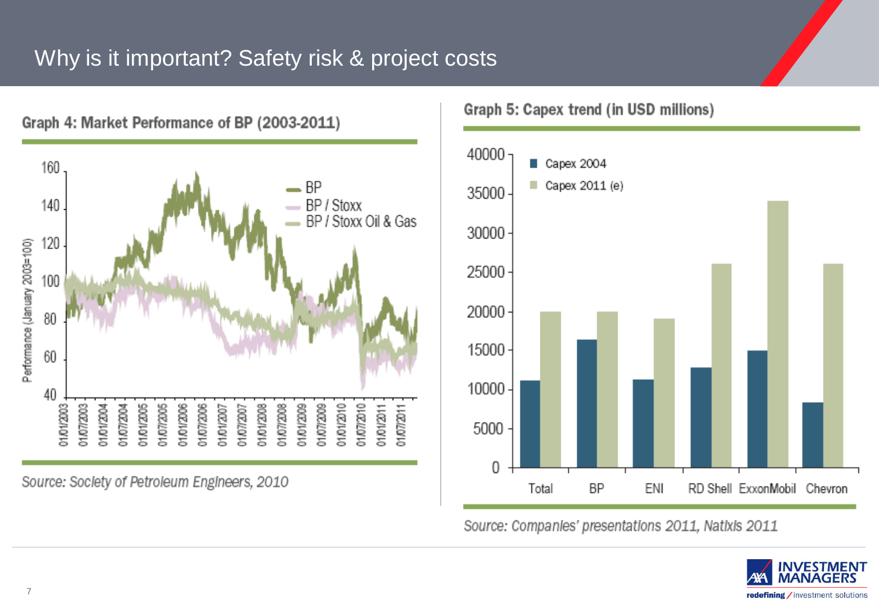# Why is it important? Safety risk & project costs

**Graph 4: Market Performance of BP (2003-2011)**

*Source: Society of Petroleum Engineers, 2010*

**Graph 5: Capex trend (in USD millions)**

*Source: Companies' presentations 2011, Natixis 2011*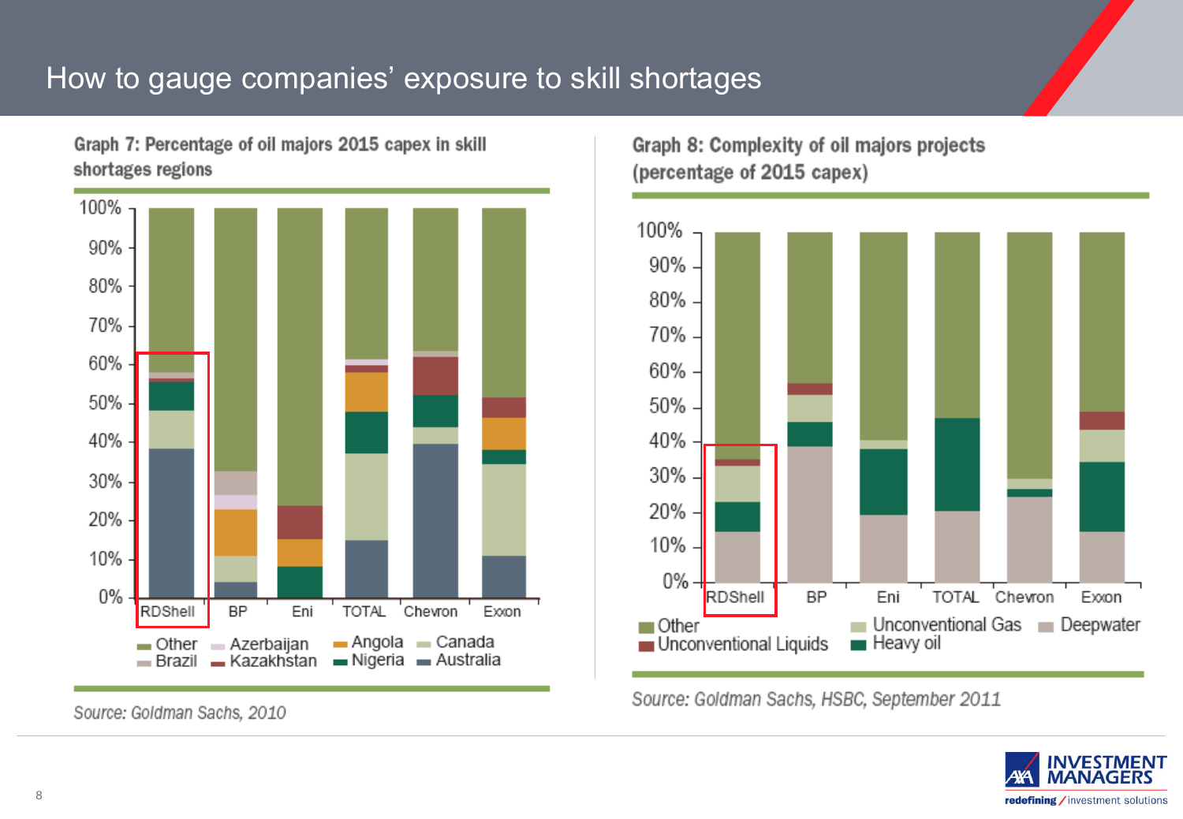# How to gauge companies' exposure to skill shortages

**Graph 7: Percentage of oil majors 2015 capex in skill shortages regions**

Legend: Other, Brazil, Azerbaijan, Kazakhstan, Angola, Nigeria, Canada, Australia

Companies: RDShell, BP, Eni, TOTAL, Chevron, Exxon

*Source: Goldman Sachs, 2010*

**Graph 8: Complexity of oil majors projects (percentage of 2015 capex)**

Legend: Other, Unconventional Liquids, Unconventional Gas, Heavy oil, Deepwater

Companies: RDShell, BP, Eni, TOTAL, Chevron, Exxon

*Source: Goldman Sachs, HSBC, September 2011*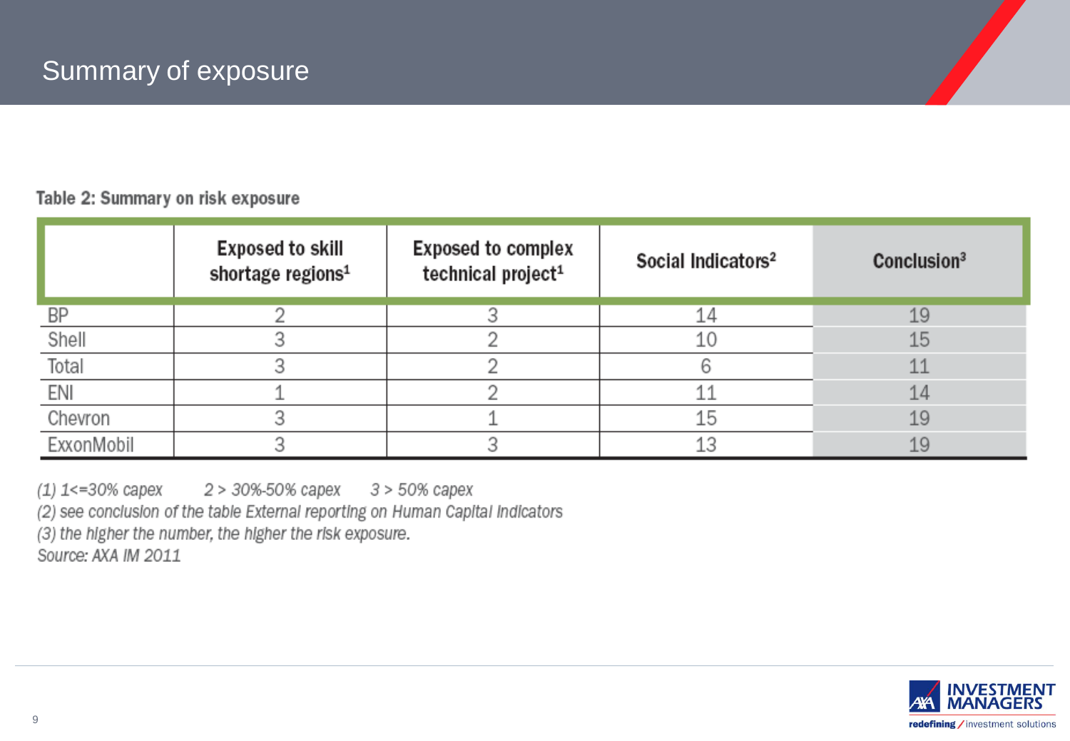# Summary of exposure

**Table 2: Summary on risk exposure**

| | Exposed to skill shortage regions[1] | Exposed to complex technical project[1] | Social Indicators[2] | Conclusion[3] |
|---|---|---|---|---|
| BP | 2 | 3 | 14 | 19 |
| Shell | 3 | 2 | 10 | 15 |
| Total | 3 | 2 | 6 | 11 |
| ENI | 1 | 2 | 11 | 14 |
| Chevron | 3 | 1 | 15 | 19 |
| ExxonMobil | 3 | 3 | 13 | 19 |

*(1) 1<=30% capex 2 > 30%-50% capex 3 > 50% capex*

*(2) see conclusion of the table External reporting on Human Capital Indicators*

*(3) the higher the number, the higher the risk exposure.*

*Source: AXA IM 2011*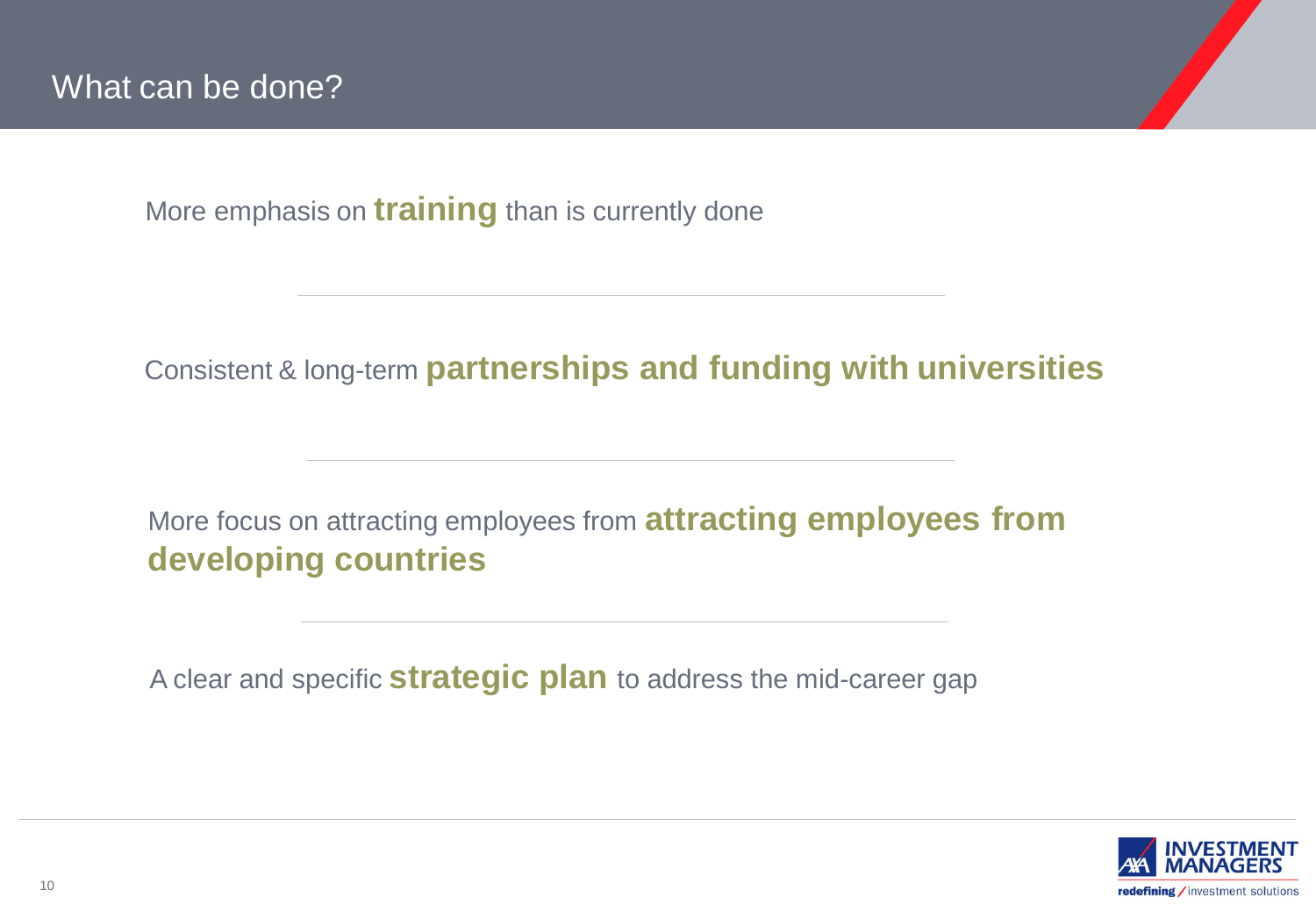# What can be done?

More emphasis on **training** than is currently done

---

Consistent & long-term **partnerships and funding with universities**

---

More focus on attracting employees from **attracting employees from developing countries**

---

A clear and specific **strategic plan** to address the mid-career gap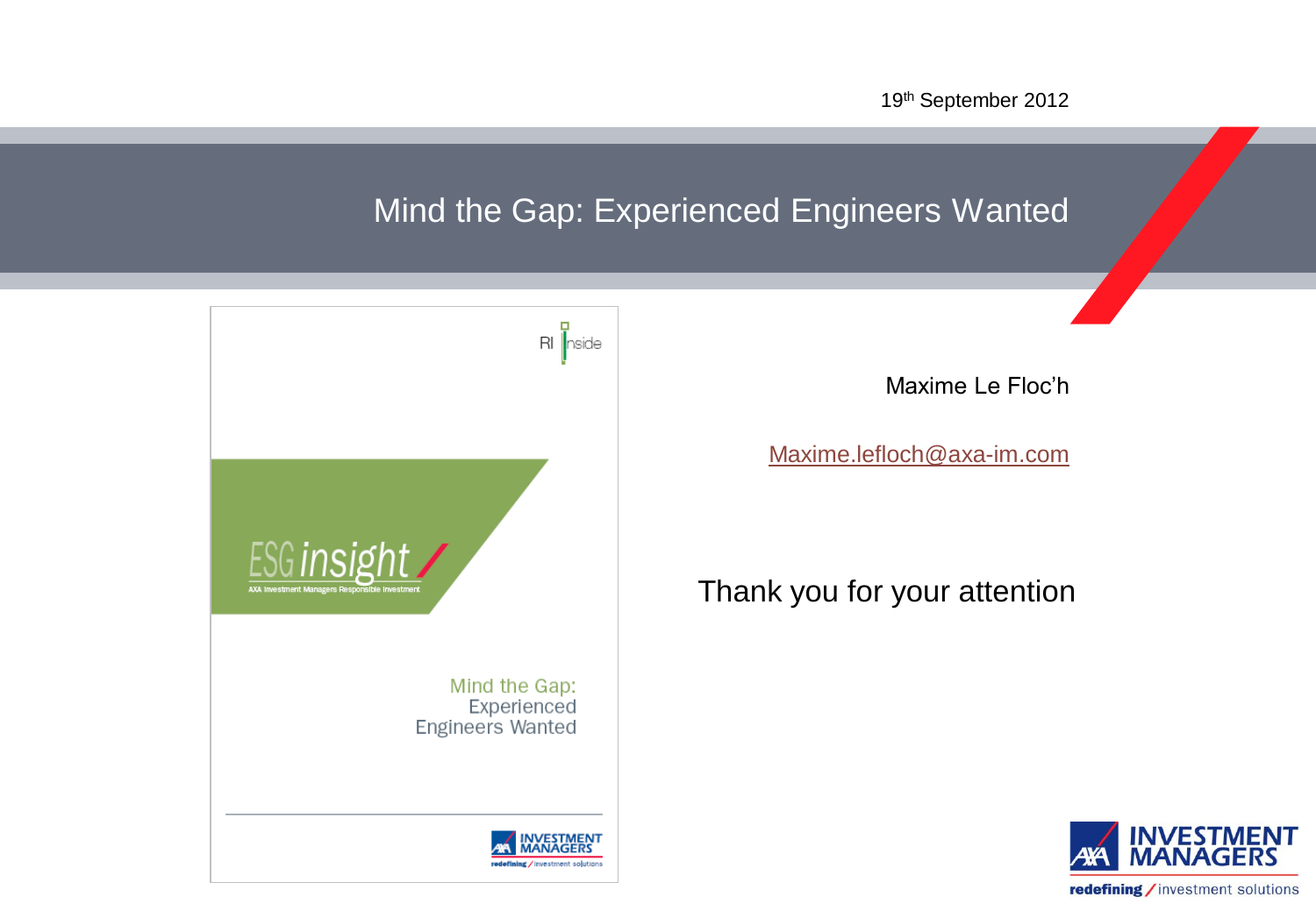19th September 2012

# Mind the Gap: Experienced Engineers Wanted

RI Inside

ESG insight

AXA Investment Managers Responsible Investment

Mind the Gap: Experienced Engineers Wanted

Maxime Le Floc'h

Maxime.lefloch@axa-im.com

Thank you for your attention

AXA INVESTMENT MANAGERS

redefining / investment solutions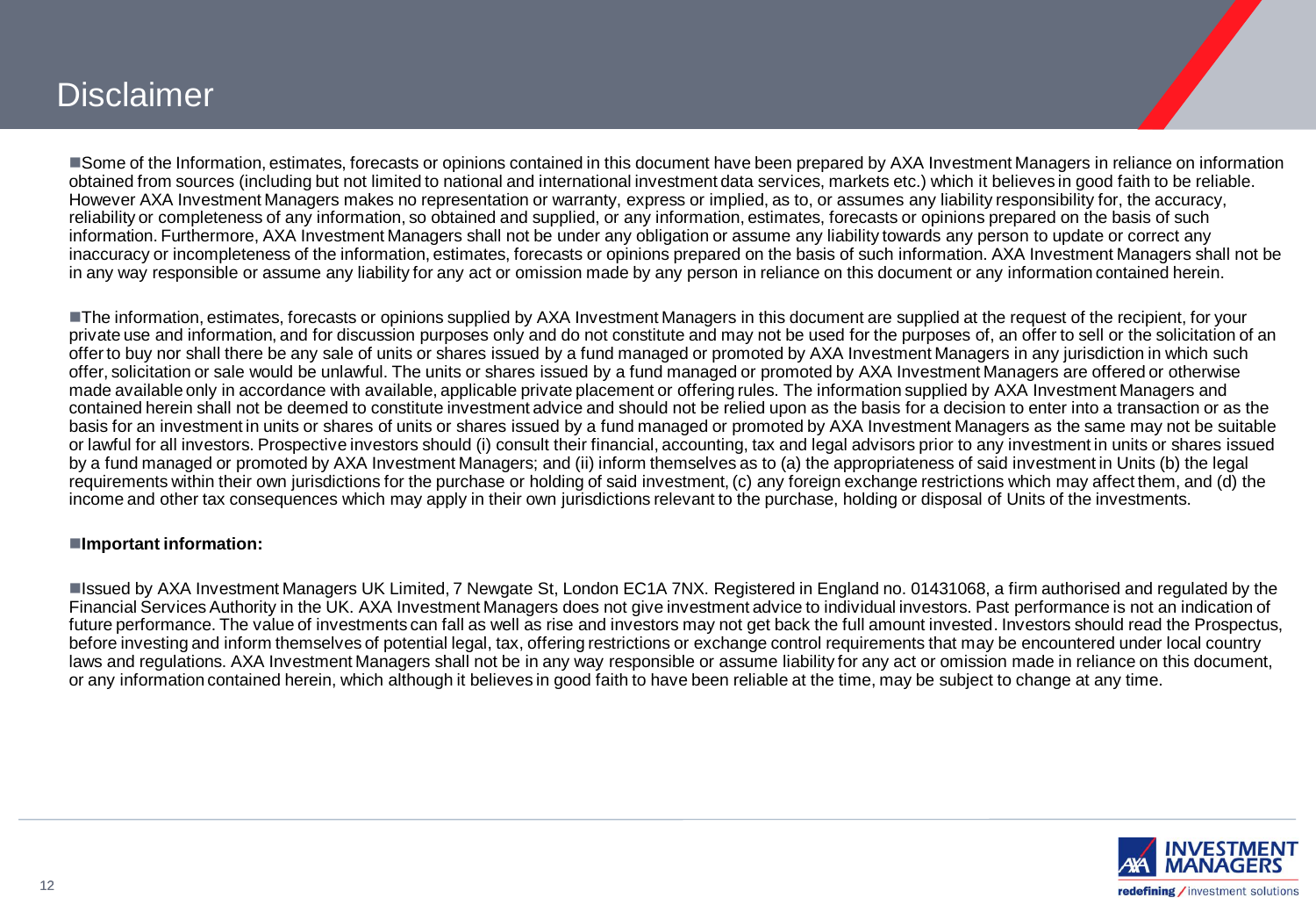# Disclaimer

■Some of the Information, estimates, forecasts or opinions contained in this document have been prepared by AXA Investment Managers in reliance on information obtained from sources (including but not limited to national and international investment data services, markets etc.) which it believes in good faith to be reliable. However AXA Investment Managers makes no representation or warranty, express or implied, as to, or assumes any liability responsibility for, the accuracy, reliability or completeness of any information, so obtained and supplied, or any information, estimates, forecasts or opinions prepared on the basis of such information. Furthermore, AXA Investment Managers shall not be under any obligation or assume any liability towards any person to update or correct any inaccuracy or incompleteness of the information, estimates, forecasts or opinions prepared on the basis of such information. AXA Investment Managers shall not be in any way responsible or assume any liability for any act or omission made by any person in reliance on this document or any information contained herein.

■The information, estimates, forecasts or opinions supplied by AXA Investment Managers in this document are supplied at the request of the recipient, for your private use and information, and for discussion purposes only and do not constitute and may not be used for the purposes of, an offer to sell or the solicitation of an offer to buy nor shall there be any sale of units or shares issued by a fund managed or promoted by AXA Investment Managers in any jurisdiction in which such offer, solicitation or sale would be unlawful. The units or shares issued by a fund managed or promoted by AXA Investment Managers are offered or otherwise made available only in accordance with available, applicable private placement or offering rules. The information supplied by AXA Investment Managers and contained herein shall not be deemed to constitute investment advice and should not be relied upon as the basis for a decision to enter into a transaction or as the basis for an investment in units or shares of units or shares issued by a fund managed or promoted by AXA Investment Managers as the same may not be suitable or lawful for all investors. Prospective investors should (i) consult their financial, accounting, tax and legal advisors prior to any investment in units or shares issued by a fund managed or promoted by AXA Investment Managers; and (ii) inform themselves as to (a) the appropriateness of said investment in Units (b) the legal requirements within their own jurisdictions for the purchase or holding of said investment, (c) any foreign exchange restrictions which may affect them, and (d) the income and other tax consequences which may apply in their own jurisdictions relevant to the purchase, holding or disposal of Units of the investments.

■**Important information:**

■Issued by AXA Investment Managers UK Limited, 7 Newgate St, London EC1A 7NX. Registered in England no. 01431068, a firm authorised and regulated by the Financial Services Authority in the UK. AXA Investment Managers does not give investment advice to individual investors. Past performance is not an indication of future performance. The value of investments can fall as well as rise and investors may not get back the full amount invested. Investors should read the Prospectus, before investing and inform themselves of potential legal, tax, offering restrictions or exchange control requirements that may be encountered under local country laws and regulations. AXA Investment Managers shall not be in any way responsible or assume liability for any act or omission made in reliance on this document, or any information contained herein, which although it believes in good faith to have been reliable at the time, may be subject to change at any time.

AXA INVESTMENT MANAGERS
redefining / investment solutions